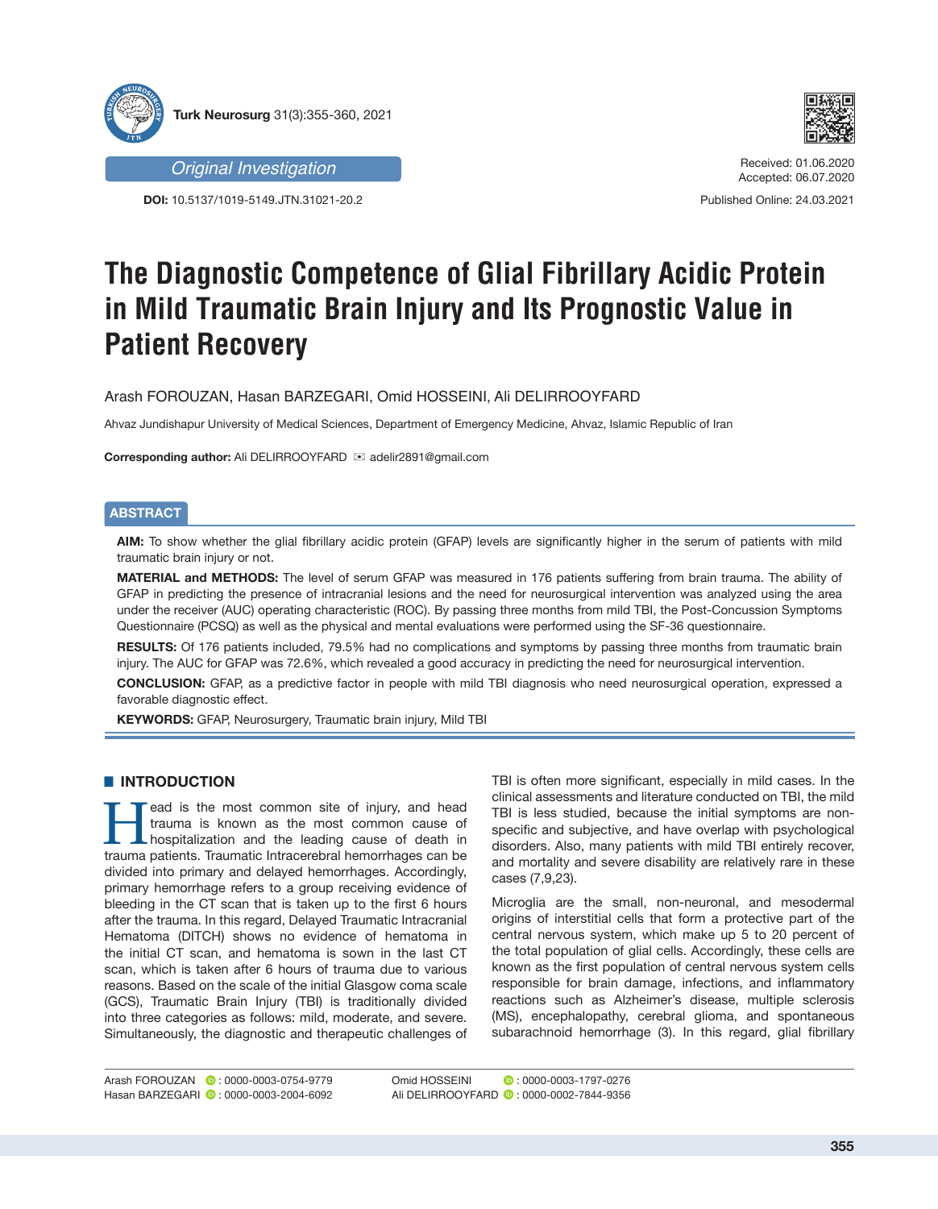Original Investigation

DOI: 10.5137/1019-5149.JTN.31021-20.2

Received: 01.06.2020
Accepted: 06.07.2020

Published Online: 24.03.2021

# The Diagnostic Competence of Glial Fibrillary Acidic Protein in Mild Traumatic Brain Injury and Its Prognostic Value in Patient Recovery

Arash FOROUZAN, Hasan BARZEGARI, Omid HOSSEINI, Ali DELIRROOYFARD

Ahvaz Jundishapur University of Medical Sciences, Department of Emergency Medicine, Ahvaz, Islamic Republic of Iran

**Corresponding author:** Ali DELIRROOYFARD ✉ adelir2891@gmail.com

## ABSTRACT

**AIM:** To show whether the glial fibrillary acidic protein (GFAP) levels are significantly higher in the serum of patients with mild traumatic brain injury or not.

**MATERIAL and METHODS:** The level of serum GFAP was measured in 176 patients suffering from brain trauma. The ability of GFAP in predicting the presence of intracranial lesions and the need for neurosurgical intervention was analyzed using the area under the receiver (AUC) operating characteristic (ROC). By passing three months from mild TBI, the Post-Concussion Symptoms Questionnaire (PCSQ) as well as the physical and mental evaluations were performed using the SF-36 questionnaire.

**RESULTS:** Of 176 patients included, 79.5% had no complications and symptoms by passing three months from traumatic brain injury. The AUC for GFAP was 72.6%, which revealed a good accuracy in predicting the need for neurosurgical intervention.

**CONCLUSION:** GFAP, as a predictive factor in people with mild TBI diagnosis who need neurosurgical operation, expressed a favorable diagnostic effect.

**KEYWORDS:** GFAP, Neurosurgery, Traumatic brain injury, Mild TBI

## INTRODUCTION

Head is the most common site of injury, and head trauma is known as the most common cause of hospitalization and the leading cause of death in trauma patients. Traumatic Intracerebral hemorrhages can be divided into primary and delayed hemorrhages. Accordingly, primary hemorrhage refers to a group receiving evidence of bleeding in the CT scan that is taken up to the first 6 hours after the trauma. In this regard, Delayed Traumatic Intracranial Hematoma (DITCH) shows no evidence of hematoma in the initial CT scan, and hematoma is sown in the last CT scan, which is taken after 6 hours of trauma due to various reasons. Based on the scale of the initial Glasgow coma scale (GCS), Traumatic Brain Injury (TBI) is traditionally divided into three categories as follows: mild, moderate, and severe. Simultaneously, the diagnostic and therapeutic challenges of TBI is often more significant, especially in mild cases. In the clinical assessments and literature conducted on TBI, the mild TBI is less studied, because the initial symptoms are non-specific and subjective, and have overlap with psychological disorders. Also, many patients with mild TBI entirely recover, and mortality and severe disability are relatively rare in these cases (7,9,23).

Microglia are the small, non-neuronal, and mesodermal origins of interstitial cells that form a protective part of the central nervous system, which make up 5 to 20 percent of the total population of glial cells. Accordingly, these cells are known as the first population of central nervous system cells responsible for brain damage, infections, and inflammatory reactions such as Alzheimer's disease, multiple sclerosis (MS), encephalopathy, cerebral glioma, and spontaneous subarachnoid hemorrhage (3). In this regard, glial fibrillary

Arash FOROUZAN : 0000-0003-0754-9779
Hasan BARZEGARI : 0000-0003-2004-6092
Omid HOSSEINI : 0000-0003-1797-0276
Ali DELIRROOYFARD : 0000-0002-7844-9356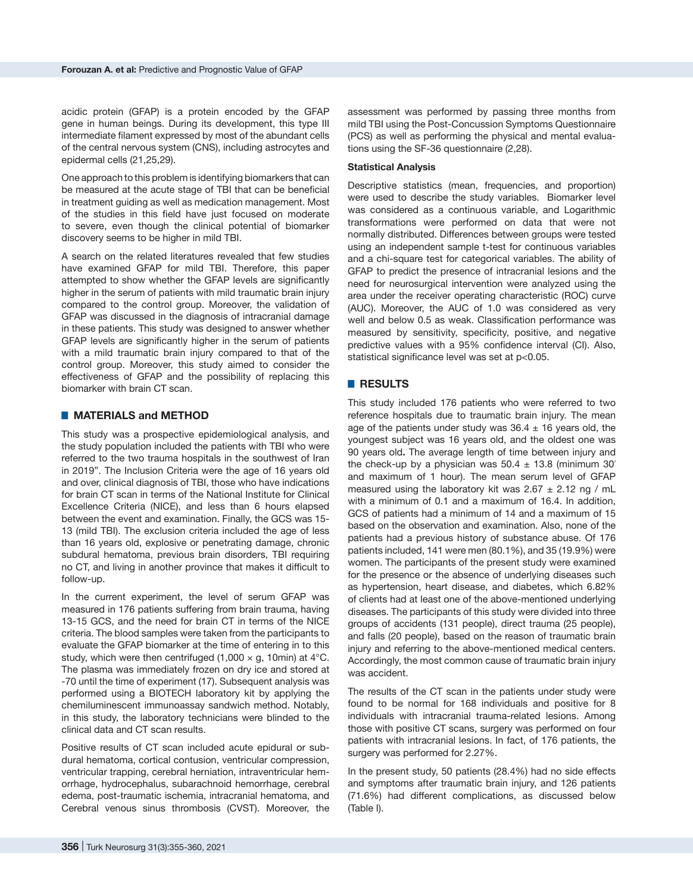acidic protein (GFAP) is a protein encoded by the GFAP gene in human beings. During its development, this type III intermediate filament expressed by most of the abundant cells of the central nervous system (CNS), including astrocytes and epidermal cells (21,25,29).

One approach to this problem is identifying biomarkers that can be measured at the acute stage of TBI that can be beneficial in treatment guiding as well as medication management. Most of the studies in this field have just focused on moderate to severe, even though the clinical potential of biomarker discovery seems to be higher in mild TBI.

A search on the related literatures revealed that few studies have examined GFAP for mild TBI. Therefore, this paper attempted to show whether the GFAP levels are significantly higher in the serum of patients with mild traumatic brain injury compared to the control group. Moreover, the validation of GFAP was discussed in the diagnosis of intracranial damage in these patients. This study was designed to answer whether GFAP levels are significantly higher in the serum of patients with a mild traumatic brain injury compared to that of the control group. Moreover, this study aimed to consider the effectiveness of GFAP and the possibility of replacing this biomarker with brain CT scan.

## MATERIALS and METHOD

This study was a prospective epidemiological analysis, and the study population included the patients with TBI who were referred to the two trauma hospitals in the southwest of Iran in 2019". The Inclusion Criteria were the age of 16 years old and over, clinical diagnosis of TBI, those who have indications for brain CT scan in terms of the National Institute for Clinical Excellence Criteria (NICE), and less than 6 hours elapsed between the event and examination. Finally, the GCS was 15-13 (mild TBI). The exclusion criteria included the age of less than 16 years old, explosive or penetrating damage, chronic subdural hematoma, previous brain disorders, TBI requiring no CT, and living in another province that makes it difficult to follow-up.

In the current experiment, the level of serum GFAP was measured in 176 patients suffering from brain trauma, having 13-15 GCS, and the need for brain CT in terms of the NICE criteria. The blood samples were taken from the participants to evaluate the GFAP biomarker at the time of entering in to this study, which were then centrifuged (1,000 × g, 10min) at 4°C. The plasma was immediately frozen on dry ice and stored at -70 until the time of experiment (17). Subsequent analysis was performed using a BIOTECH laboratory kit by applying the chemiluminescent immunoassay sandwich method. Notably, in this study, the laboratory technicians were blinded to the clinical data and CT scan results.

Positive results of CT scan included acute epidural or subdural hematoma, cortical contusion, ventricular compression, ventricular trapping, cerebral herniation, intraventricular hemorrhage, hydrocephalus, subarachnoid hemorrhage, cerebral edema, post-traumatic ischemia, intracranial hematoma, and Cerebral venous sinus thrombosis (CVST). Moreover, the assessment was performed by passing three months from mild TBI using the Post-Concussion Symptoms Questionnaire (PCS) as well as performing the physical and mental evaluations using the SF-36 questionnaire (2,28).

### Statistical Analysis

Descriptive statistics (mean, frequencies, and proportion) were used to describe the study variables. Biomarker level was considered as a continuous variable, and Logarithmic transformations were performed on data that were not normally distributed. Differences between groups were tested using an independent sample t-test for continuous variables and a chi-square test for categorical variables. The ability of GFAP to predict the presence of intracranial lesions and the need for neurosurgical intervention were analyzed using the area under the receiver operating characteristic (ROC) curve (AUC). Moreover, the AUC of 1.0 was considered as very well and below 0.5 as weak. Classification performance was measured by sensitivity, specificity, positive, and negative predictive values with a 95% confidence interval (CI). Also, statistical significance level was set at $p<0.05$.

## RESULTS

This study included 176 patients who were referred to two reference hospitals due to traumatic brain injury. The mean age of the patients under study was 36.4 ± 16 years old, the youngest subject was 16 years old, and the oldest one was 90 years old**.** The average length of time between injury and the check-up by a physician was 50.4 ± 13.8 (minimum 30′ and maximum of 1 hour). The mean serum level of GFAP measured using the laboratory kit was 2.67 ± 2.12 ng / mL with a minimum of 0.1 and a maximum of 16.4. In addition, GCS of patients had a minimum of 14 and a maximum of 15 based on the observation and examination. Also, none of the patients had a previous history of substance abuse. Of 176 patients included, 141 were men (80.1%), and 35 (19.9%) were women. The participants of the present study were examined for the presence or the absence of underlying diseases such as hypertension, heart disease, and diabetes, which 6.82% of clients had at least one of the above-mentioned underlying diseases. The participants of this study were divided into three groups of accidents (131 people), direct trauma (25 people), and falls (20 people), based on the reason of traumatic brain injury and referring to the above-mentioned medical centers. Accordingly, the most common cause of traumatic brain injury was accident.

The results of the CT scan in the patients under study were found to be normal for 168 individuals and positive for 8 individuals with intracranial trauma-related lesions. Among those with positive CT scans, surgery was performed on four patients with intracranial lesions. In fact, of 176 patients, the surgery was performed for 2.27%.

In the present study, 50 patients (28.4%) had no side effects and symptoms after traumatic brain injury, and 126 patients (71.6%) had different complications, as discussed below (Table I).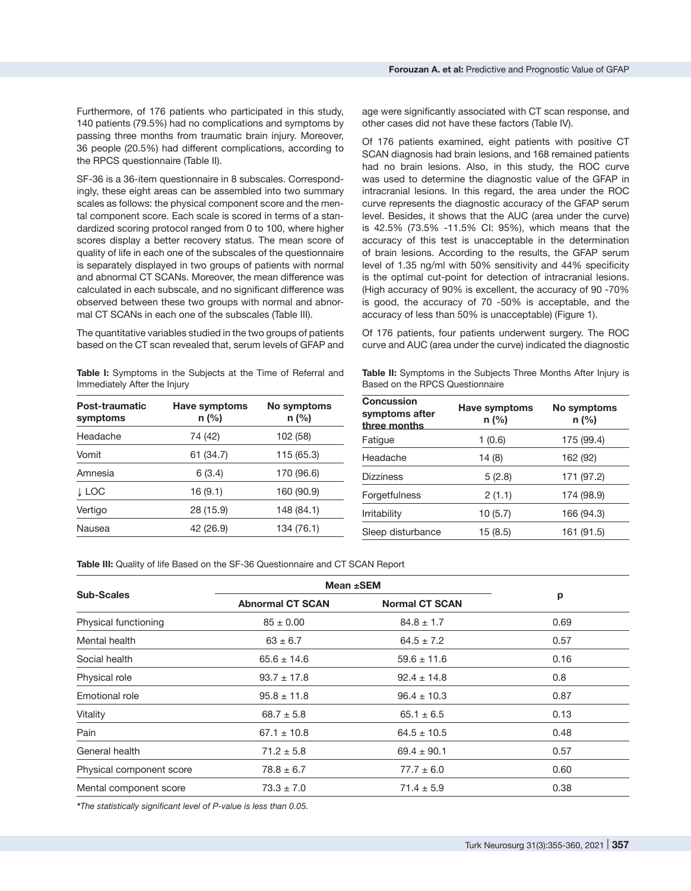Furthermore, of 176 patients who participated in this study, 140 patients (79.5%) had no complications and symptoms by passing three months from traumatic brain injury. Moreover, 36 people (20.5%) had different complications, according to the RPCS questionnaire (Table II).

SF-36 is a 36-item questionnaire in 8 subscales. Correspondingly, these eight areas can be assembled into two summary scales as follows: the physical component score and the mental component score. Each scale is scored in terms of a standardized scoring protocol ranged from 0 to 100, where higher scores display a better recovery status. The mean score of quality of life in each one of the subscales of the questionnaire is separately displayed in two groups of patients with normal and abnormal CT SCANs. Moreover, the mean difference was calculated in each subscale, and no significant difference was observed between these two groups with normal and abnormal CT SCANs in each one of the subscales (Table III).

The quantitative variables studied in the two groups of patients based on the CT scan revealed that, serum levels of GFAP and age were significantly associated with CT scan response, and other cases did not have these factors (Table IV).

Of 176 patients examined, eight patients with positive CT SCAN diagnosis had brain lesions, and 168 remained patients had no brain lesions. Also, in this study, the ROC curve was used to determine the diagnostic value of the GFAP in intracranial lesions. In this regard, the area under the ROC curve represents the diagnostic accuracy of the GFAP serum level. Besides, it shows that the AUC (area under the curve) is 42.5% (73.5% -11.5% CI: 95%), which means that the accuracy of this test is unacceptable in the determination of brain lesions. According to the results, the GFAP serum level of 1.35 ng/ml with 50% sensitivity and 44% specificity is the optimal cut-point for detection of intracranial lesions. (High accuracy of 90% is excellent, the accuracy of 90 -70% is good, the accuracy of 70 -50% is acceptable, and the accuracy of less than 50% is unacceptable) (Figure 1).

Of 176 patients, four patients underwent surgery. The ROC curve and AUC (area under the curve) indicated the diagnostic

**Table I:** Symptoms in the Subjects at the Time of Referral and Immediately After the Injury

| Post-traumatic symptoms | Have symptoms n (%) | No symptoms n (%) |
|---|---|---|
| Headache | 74 (42) | 102 (58) |
| Vomit | 61 (34.7) | 115 (65.3) |
| Amnesia | 6 (3.4) | 170 (96.6) |
| ↓ LOC | 16 (9.1) | 160 (90.9) |
| Vertigo | 28 (15.9) | 148 (84.1) |
| Nausea | 42 (26.9) | 134 (76.1) |

**Table II:** Symptoms in the Subjects Three Months After Injury is Based on the RPCS Questionnaire

| Concussion symptoms after three months | Have symptoms n (%) | No symptoms n (%) |
|---|---|---|
| Fatigue | 1 (0.6) | 175 (99.4) |
| Headache | 14 (8) | 162 (92) |
| Dizziness | 5 (2.8) | 171 (97.2) |
| Forgetfulness | 2 (1.1) | 174 (98.9) |
| Irritability | 10 (5.7) | 166 (94.3) |
| Sleep disturbance | 15 (8.5) | 161 (91.5) |

**Table III:** Quality of life Based on the SF-36 Questionnaire and CT SCAN Report

| Sub-Scales | Mean ±SEM | | p |
|---|---|---|---|
| | **Abnormal CT SCAN** | **Normal CT SCAN** | |
| Physical functioning | 85 ± 0.00 | 84.8 ± 1.7 | 0.69 |
| Mental health | 63 ± 6.7 | 64.5 ± 7.2 | 0.57 |
| Social health | 65.6 ± 14.6 | 59.6 ± 11.6 | 0.16 |
| Physical role | 93.7 ± 17.8 | 92.4 ± 14.8 | 0.8 |
| Emotional role | 95.8 ± 11.8 | 96.4 ± 10.3 | 0.87 |
| Vitality | 68.7 ± 5.8 | 65.1 ± 6.5 | 0.13 |
| Pain | 67.1 ± 10.8 | 64.5 ± 10.5 | 0.48 |
| General health | 71.2 ± 5.8 | 69.4 ± 90.1 | 0.57 |
| Physical component score | 78.8 ± 6.7 | 77.7 ± 6.0 | 0.60 |
| Mental component score | 73.3 ± 7.0 | 71.4 ± 5.9 | 0.38 |

*\*The statistically significant level of P-value is less than 0.05.*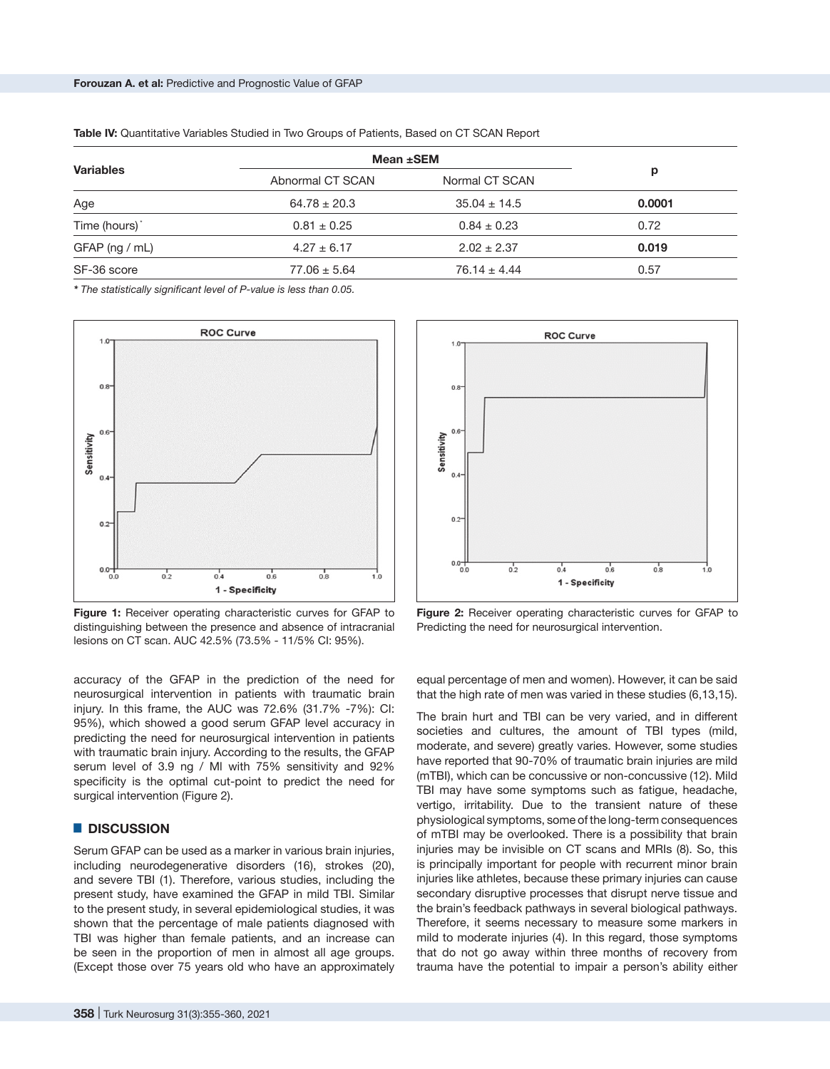**Table IV:** Quantitative Variables Studied in Two Groups of Patients, Based on CT SCAN Report

| Variables | Mean ±SEM | | p |
|---|---|---|---|
| | Abnormal CT SCAN | Normal CT SCAN | |
| Age | 64.78 ± 20.3 | 35.04 ± 14.5 | **0.0001** |
| Time (hours)* | 0.81 ± 0.25 | 0.84 ± 0.23 | 0.72 |
| GFAP (ng / mL) | 4.27 ± 6.17 | 2.02 ± 2.37 | **0.019** |
| SF-36 score | 77.06 ± 5.64 | 76.14 ± 4.44 | 0.57 |

*\* The statistically significant level of P-value is less than 0.05.*

**Figure 1:** Receiver operating characteristic curves for GFAP to distinguishing between the presence and absence of intracranial lesions on CT scan. AUC 42.5% (73.5% - 11/5% CI: 95%).

**Figure 2:** Receiver operating characteristic curves for GFAP to Predicting the need for neurosurgical intervention.

accuracy of the GFAP in the prediction of the need for neurosurgical intervention in patients with traumatic brain injury. In this frame, the AUC was 72.6% (31.7% -7%): CI: 95%), which showed a good serum GFAP level accuracy in predicting the need for neurosurgical intervention in patients with traumatic brain injury. According to the results, the GFAP serum level of 3.9 ng / Ml with 75% sensitivity and 92% specificity is the optimal cut-point to predict the need for surgical intervention (Figure 2).

## DISCUSSION

Serum GFAP can be used as a marker in various brain injuries, including neurodegenerative disorders (16), strokes (20), and severe TBI (1). Therefore, various studies, including the present study, have examined the GFAP in mild TBI. Similar to the present study, in several epidemiological studies, it was shown that the percentage of male patients diagnosed with TBI was higher than female patients, and an increase can be seen in the proportion of men in almost all age groups. (Except those over 75 years old who have an approximately equal percentage of men and women). However, it can be said that the high rate of men was varied in these studies (6,13,15).

The brain hurt and TBI can be very varied, and in different societies and cultures, the amount of TBI types (mild, moderate, and severe) greatly varies. However, some studies have reported that 90-70% of traumatic brain injuries are mild (mTBI), which can be concussive or non-concussive (12). Mild TBI may have some symptoms such as fatigue, headache, vertigo, irritability. Due to the transient nature of these physiological symptoms, some of the long-term consequences of mTBI may be overlooked. There is a possibility that brain injuries may be invisible on CT scans and MRIs (8). So, this is principally important for people with recurrent minor brain injuries like athletes, because these primary injuries can cause secondary disruptive processes that disrupt nerve tissue and the brain's feedback pathways in several biological pathways. Therefore, it seems necessary to measure some markers in mild to moderate injuries (4). In this regard, those symptoms that do not go away within three months of recovery from trauma have the potential to impair a person's ability either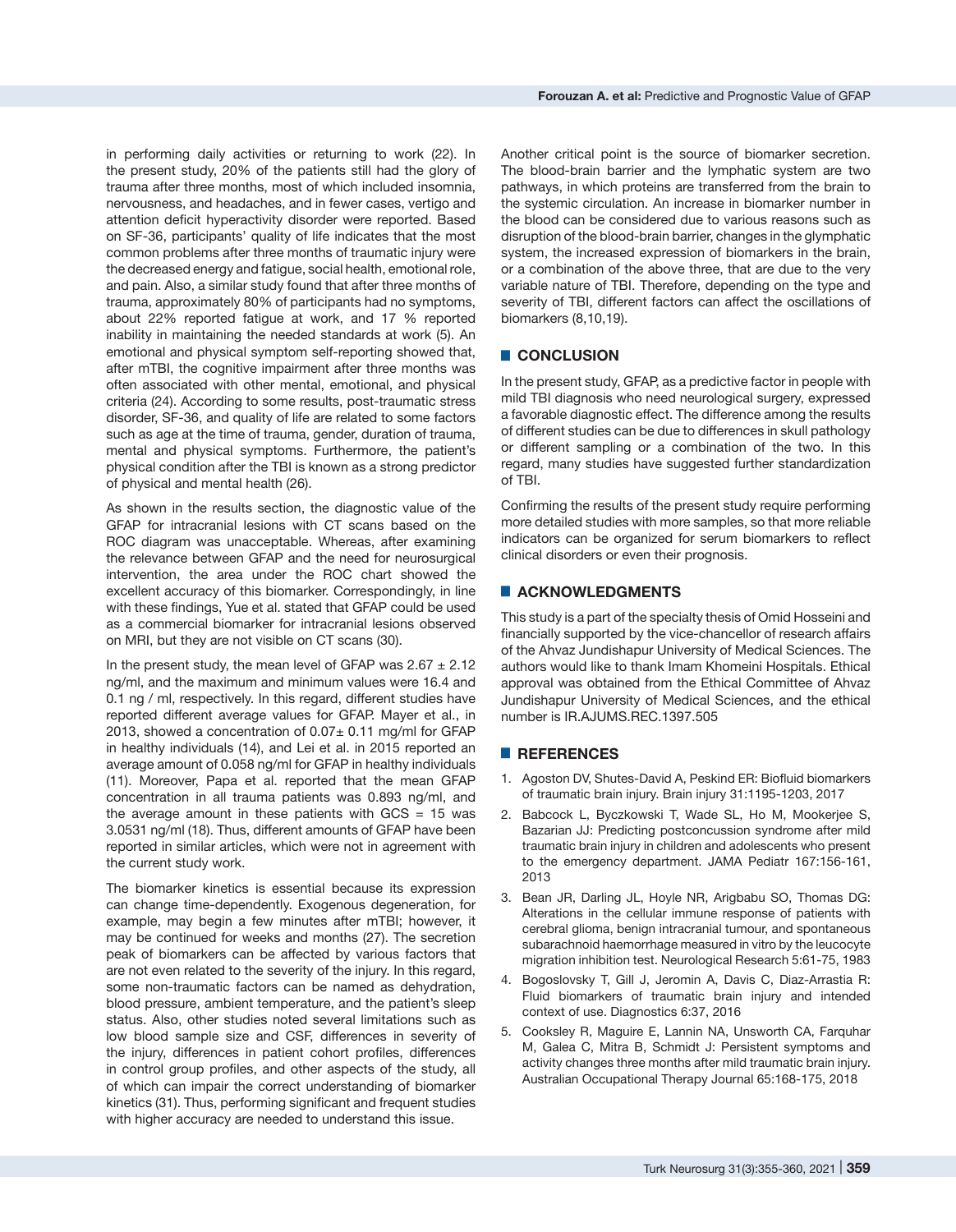in performing daily activities or returning to work (22). In the present study, 20% of the patients still had the glory of trauma after three months, most of which included insomnia, nervousness, and headaches, and in fewer cases, vertigo and attention deficit hyperactivity disorder were reported. Based on SF-36, participants' quality of life indicates that the most common problems after three months of traumatic injury were the decreased energy and fatigue, social health, emotional role, and pain. Also, a similar study found that after three months of trauma, approximately 80% of participants had no symptoms, about 22% reported fatigue at work, and 17 % reported inability in maintaining the needed standards at work (5). An emotional and physical symptom self-reporting showed that, after mTBI, the cognitive impairment after three months was often associated with other mental, emotional, and physical criteria (24). According to some results, post-traumatic stress disorder, SF-36, and quality of life are related to some factors such as age at the time of trauma, gender, duration of trauma, mental and physical symptoms. Furthermore, the patient's physical condition after the TBI is known as a strong predictor of physical and mental health (26).

As shown in the results section, the diagnostic value of the GFAP for intracranial lesions with CT scans based on the ROC diagram was unacceptable. Whereas, after examining the relevance between GFAP and the need for neurosurgical intervention, the area under the ROC chart showed the excellent accuracy of this biomarker. Correspondingly, in line with these findings, Yue et al. stated that GFAP could be used as a commercial biomarker for intracranial lesions observed on MRI, but they are not visible on CT scans (30).

In the present study, the mean level of GFAP was 2.67 ± 2.12 ng/ml, and the maximum and minimum values were 16.4 and 0.1 ng / ml, respectively. In this regard, different studies have reported different average values for GFAP. Mayer et al., in 2013, showed a concentration of 0.07± 0.11 mg/ml for GFAP in healthy individuals (14), and Lei et al. in 2015 reported an average amount of 0.058 ng/ml for GFAP in healthy individuals (11). Moreover, Papa et al. reported that the mean GFAP concentration in all trauma patients was 0.893 ng/ml, and the average amount in these patients with GCS = 15 was 3.0531 ng/ml (18). Thus, different amounts of GFAP have been reported in similar articles, which were not in agreement with the current study work.

The biomarker kinetics is essential because its expression can change time-dependently. Exogenous degeneration, for example, may begin a few minutes after mTBI; however, it may be continued for weeks and months (27). The secretion peak of biomarkers can be affected by various factors that are not even related to the severity of the injury. In this regard, some non-traumatic factors can be named as dehydration, blood pressure, ambient temperature, and the patient's sleep status. Also, other studies noted several limitations such as low blood sample size and CSF, differences in severity of the injury, differences in patient cohort profiles, differences in control group profiles, and other aspects of the study, all of which can impair the correct understanding of biomarker kinetics (31). Thus, performing significant and frequent studies with higher accuracy are needed to understand this issue.

Another critical point is the source of biomarker secretion. The blood-brain barrier and the lymphatic system are two pathways, in which proteins are transferred from the brain to the systemic circulation. An increase in biomarker number in the blood can be considered due to various reasons such as disruption of the blood-brain barrier, changes in the glymphatic system, the increased expression of biomarkers in the brain, or a combination of the above three, that are due to the very variable nature of TBI. Therefore, depending on the type and severity of TBI, different factors can affect the oscillations of biomarkers (8,10,19).

## CONCLUSION

In the present study, GFAP, as a predictive factor in people with mild TBI diagnosis who need neurological surgery, expressed a favorable diagnostic effect. The difference among the results of different studies can be due to differences in skull pathology or different sampling or a combination of the two. In this regard, many studies have suggested further standardization of TBI.

Confirming the results of the present study require performing more detailed studies with more samples, so that more reliable indicators can be organized for serum biomarkers to reflect clinical disorders or even their prognosis.

## ACKNOWLEDGMENTS

This study is a part of the specialty thesis of Omid Hosseini and financially supported by the vice-chancellor of research affairs of the Ahvaz Jundishapur University of Medical Sciences. The authors would like to thank Imam Khomeini Hospitals. Ethical approval was obtained from the Ethical Committee of Ahvaz Jundishapur University of Medical Sciences, and the ethical number is IR.AJUMS.REC.1397.505

## REFERENCES

1. Agoston DV, Shutes-David A, Peskind ER: Biofluid biomarkers of traumatic brain injury. Brain injury 31:1195-1203, 2017
2. Babcock L, Byczkowski T, Wade SL, Ho M, Mookerjee S, Bazarian JJ: Predicting postconcussion syndrome after mild traumatic brain injury in children and adolescents who present to the emergency department. JAMA Pediatr 167:156-161, 2013
3. Bean JR, Darling JL, Hoyle NR, Arigbabu SO, Thomas DG: Alterations in the cellular immune response of patients with cerebral glioma, benign intracranial tumour, and spontaneous subarachnoid haemorrhage measured in vitro by the leucocyte migration inhibition test. Neurological Research 5:61-75, 1983
4. Bogoslovsky T, Gill J, Jeromin A, Davis C, Diaz-Arrastia R: Fluid biomarkers of traumatic brain injury and intended context of use. Diagnostics 6:37, 2016
5. Cooksley R, Maguire E, Lannin NA, Unsworth CA, Farquhar M, Galea C, Mitra B, Schmidt J: Persistent symptoms and activity changes three months after mild traumatic brain injury. Australian Occupational Therapy Journal 65:168-175, 2018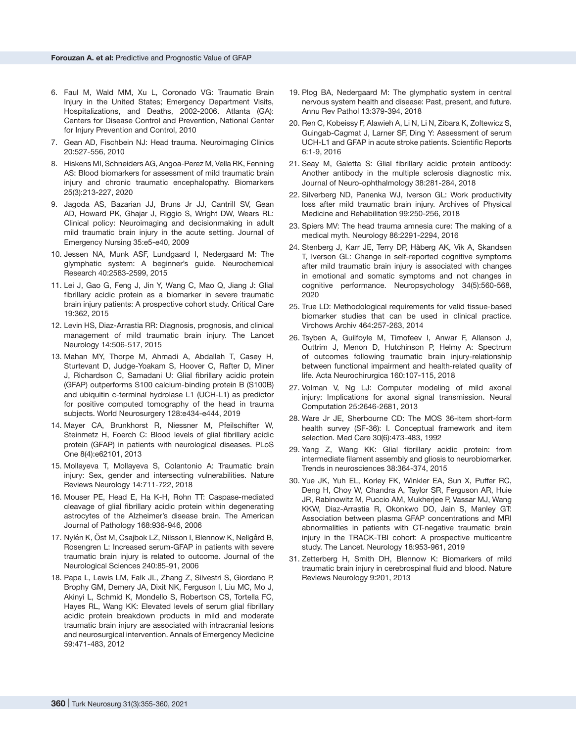6. Faul M, Wald MM, Xu L, Coronado VG: Traumatic Brain Injury in the United States; Emergency Department Visits, Hospitalizations, and Deaths, 2002-2006. Atlanta (GA): Centers for Disease Control and Prevention, National Center for Injury Prevention and Control, 2010
7. Gean AD, Fischbein NJ: Head trauma. Neuroimaging Clinics 20:527-556, 2010
8. Hiskens MI, Schneiders AG, Angoa-Perez M, Vella RK, Fenning AS: Blood biomarkers for assessment of mild traumatic brain injury and chronic traumatic encephalopathy. Biomarkers 25(3):213-227, 2020
9. Jagoda AS, Bazarian JJ, Bruns Jr JJ, Cantrill SV, Gean AD, Howard PK, Ghajar J, Riggio S, Wright DW, Wears RL: Clinical policy: Neuroimaging and decisionmaking in adult mild traumatic brain injury in the acute setting. Journal of Emergency Nursing 35:e5-e40, 2009
10. Jessen NA, Munk ASF, Lundgaard I, Nedergaard M: The glymphatic system: A beginner's guide. Neurochemical Research 40:2583-2599, 2015
11. Lei J, Gao G, Feng J, Jin Y, Wang C, Mao Q, Jiang J: Glial fibrillary acidic protein as a biomarker in severe traumatic brain injury patients: A prospective cohort study. Critical Care 19:362, 2015
12. Levin HS, Diaz-Arrastia RR: Diagnosis, prognosis, and clinical management of mild traumatic brain injury. The Lancet Neurology 14:506-517, 2015
13. Mahan MY, Thorpe M, Ahmadi A, Abdallah T, Casey H, Sturtevant D, Judge-Yoakam S, Hoover C, Rafter D, Miner J, Richardson C, Samadani U: Glial fibrillary acidic protein (GFAP) outperforms S100 calcium-binding protein B (S100B) and ubiquitin c-terminal hydrolase L1 (UCH-L1) as predictor for positive computed tomography of the head in trauma subjects. World Neurosurgery 128:e434-e444, 2019
14. Mayer CA, Brunkhorst R, Niessner M, Pfeilschifter W, Steinmetz H, Foerch C: Blood levels of glial fibrillary acidic protein (GFAP) in patients with neurological diseases. PLoS One 8(4):e62101, 2013
15. Mollayeva T, Mollayeva S, Colantonio A: Traumatic brain injury: Sex, gender and intersecting vulnerabilities. Nature Reviews Neurology 14:711-722, 2018
16. Mouser PE, Head E, Ha K-H, Rohn TT: Caspase-mediated cleavage of glial fibrillary acidic protein within degenerating astrocytes of the Alzheimer's disease brain. The American Journal of Pathology 168:936-946, 2006
17. Nylén K, Öst M, Csajbok LZ, Nilsson I, Blennow K, Nellgård B, Rosengren L: Increased serum-GFAP in patients with severe traumatic brain injury is related to outcome. Journal of the Neurological Sciences 240:85-91, 2006
18. Papa L, Lewis LM, Falk JL, Zhang Z, Silvestri S, Giordano P, Brophy GM, Demery JA, Dixit NK, Ferguson I, Liu MC, Mo J, Akinyi L, Schmid K, Mondello S, Robertson CS, Tortella FC, Hayes RL, Wang KK: Elevated levels of serum glial fibrillary acidic protein breakdown products in mild and moderate traumatic brain injury are associated with intracranial lesions and neurosurgical intervention. Annals of Emergency Medicine 59:471-483, 2012
19. Plog BA, Nedergaard M: The glymphatic system in central nervous system health and disease: Past, present, and future. Annu Rev Pathol 13:379-394, 2018
20. Ren C, Kobeissy F, Alawieh A, Li N, Li N, Zibara K, Zoltewicz S, Guingab-Cagmat J, Larner SF, Ding Y: Assessment of serum UCH-L1 and GFAP in acute stroke patients. Scientific Reports 6:1-9, 2016
21. Seay M, Galetta S: Glial fibrillary acidic protein antibody: Another antibody in the multiple sclerosis diagnostic mix. Journal of Neuro-ophthalmology 38:281-284, 2018
22. Silverberg ND, Panenka WJ, Iverson GL: Work productivity loss after mild traumatic brain injury. Archives of Physical Medicine and Rehabilitation 99:250-256, 2018
23. Spiers MV: The head trauma amnesia cure: The making of a medical myth. Neurology 86:2291-2294, 2016
24. Stenberg J, Karr JE, Terry DP, Håberg AK, Vik A, Skandsen T, Iverson GL: Change in self-reported cognitive symptoms after mild traumatic brain injury is associated with changes in emotional and somatic symptoms and not changes in cognitive performance. Neuropsychology 34(5):560-568, 2020
25. True LD: Methodological requirements for valid tissue-based biomarker studies that can be used in clinical practice. Virchows Archiv 464:257-263, 2014
26. Tsyben A, Guilfoyle M, Timofeev I, Anwar F, Allanson J, Outtrim J, Menon D, Hutchinson P, Helmy A: Spectrum of outcomes following traumatic brain injury-relationship between functional impairment and health-related quality of life. Acta Neurochirurgica 160:107-115, 2018
27. Volman V, Ng LJ: Computer modeling of mild axonal injury: Implications for axonal signal transmission. Neural Computation 25:2646-2681, 2013
28. Ware Jr JE, Sherbourne CD: The MOS 36-item short-form health survey (SF-36): I. Conceptual framework and item selection. Med Care 30(6):473-483, 1992
29. Yang Z, Wang KK: Glial fibrillary acidic protein: from intermediate filament assembly and gliosis to neurobiomarker. Trends in neurosciences 38:364-374, 2015
30. Yue JK, Yuh EL, Korley FK, Winkler EA, Sun X, Puffer RC, Deng H, Choy W, Chandra A, Taylor SR, Ferguson AR, Huie JR, Rabinowitz M, Puccio AM, Mukherjee P, Vassar MJ, Wang KKW, Diaz-Arrastia R, Okonkwo DO, Jain S, Manley GT: Association between plasma GFAP concentrations and MRI abnormalities in patients with CT-negative traumatic brain injury in the TRACK-TBI cohort: A prospective multicentre study. The Lancet. Neurology 18:953-961, 2019
31. Zetterberg H, Smith DH, Blennow K: Biomarkers of mild traumatic brain injury in cerebrospinal fluid and blood. Nature Reviews Neurology 9:201, 2013